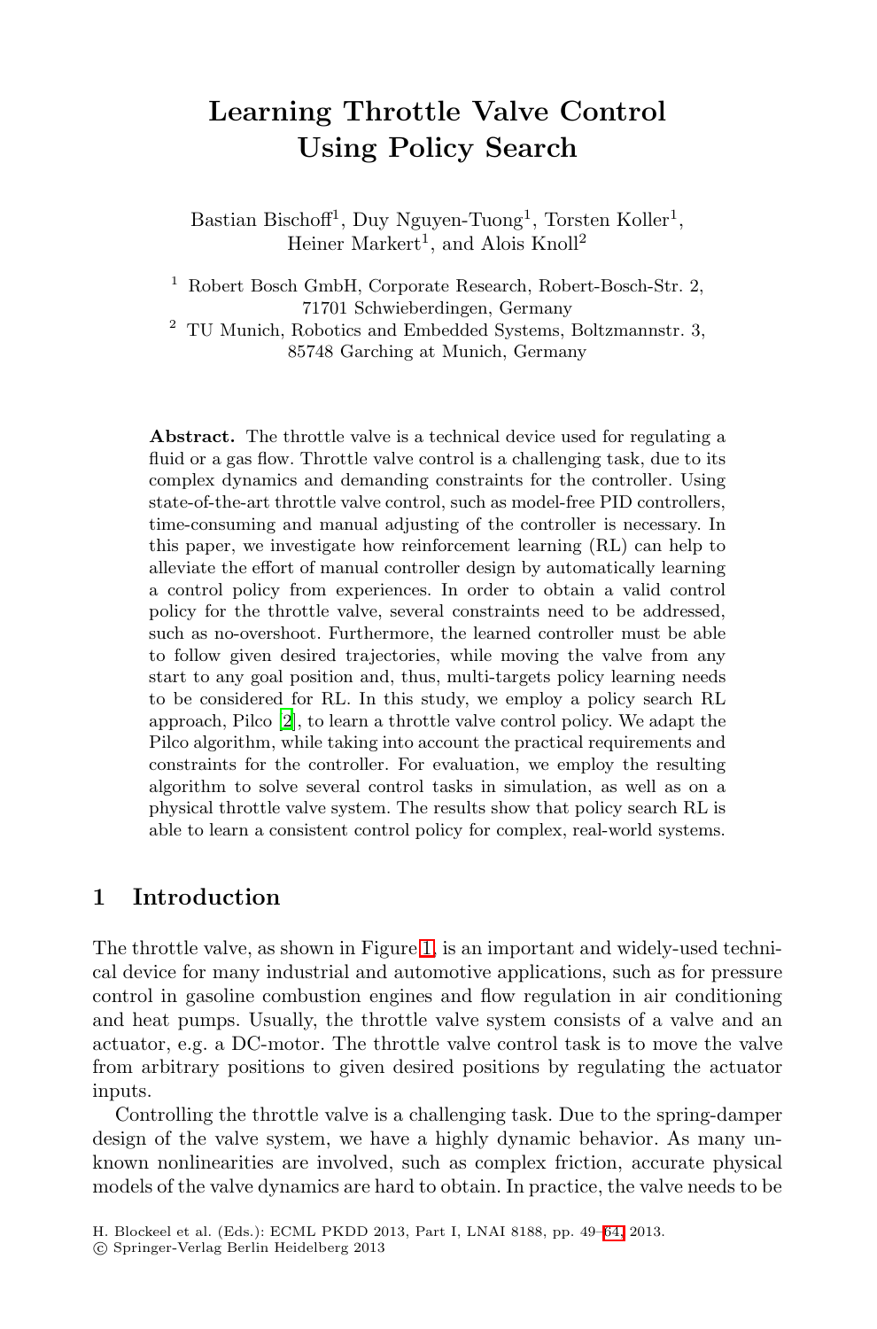# Learning Throttle Valve Control Using Policy Search

Bastian Bischoff[1], Duy Nguyen-Tuong[1], Torsten Koller[1], Heiner Markert[1], and Alois Knoll[2]

[1] Robert Bosch GmbH, Corporate Research, Robert-Bosch-Str. 2, 71701 Schwieberdingen, Germany

[2] TU Munich, Robotics and Embedded Systems, Boltzmannstr. 3, 85748 Garching at Munich, Germany

**Abstract.** The throttle valve is a technical device used for regulating a fluid or a gas flow. Throttle valve control is a challenging task, due to its complex dynamics and demanding constraints for the controller. Using state-of-the-art throttle valve control, such as model-free PID controllers, time-consuming and manual adjusting of the controller is necessary. In this paper, we investigate how reinforcement learning (RL) can help to alleviate the effort of manual controller design by automatically learning a control policy from experiences. In order to obtain a valid control policy for the throttle valve, several constraints need to be addressed, such as no-overshoot. Furthermore, the learned controller must be able to follow given desired trajectories, while moving the valve from any start to any goal position and, thus, multi-targets policy learning needs to be considered for RL. In this study, we employ a policy search RL approach, Pilco [2], to learn a throttle valve control policy. We adapt the Pilco algorithm, while taking into account the practical requirements and constraints for the controller. For evaluation, we employ the resulting algorithm to solve several control tasks in simulation, as well as on a physical throttle valve system. The results show that policy search RL is able to learn a consistent control policy for complex, real-world systems.

## 1 Introduction

The throttle valve, as shown in Figure 1, is an important and widely-used technical device for many industrial and automotive applications, such as for pressure control in gasoline combustion engines and flow regulation in air conditioning and heat pumps. Usually, the throttle valve system consists of a valve and an actuator, e.g. a DC-motor. The throttle valve control task is to move the valve from arbitrary positions to given desired positions by regulating the actuator inputs.

Controlling the throttle valve is a challenging task. Due to the spring-damper design of the valve system, we have a highly dynamic behavior. As many unknown nonlinearities are involved, such as complex friction, accurate physical models of the valve dynamics are hard to obtain. In practice, the valve needs to be

H. Blockeel et al. (Eds.): ECML PKDD 2013, Part I, LNAI 8188, pp. 49–64, 2013.
© Springer-Verlag Berlin Heidelberg 2013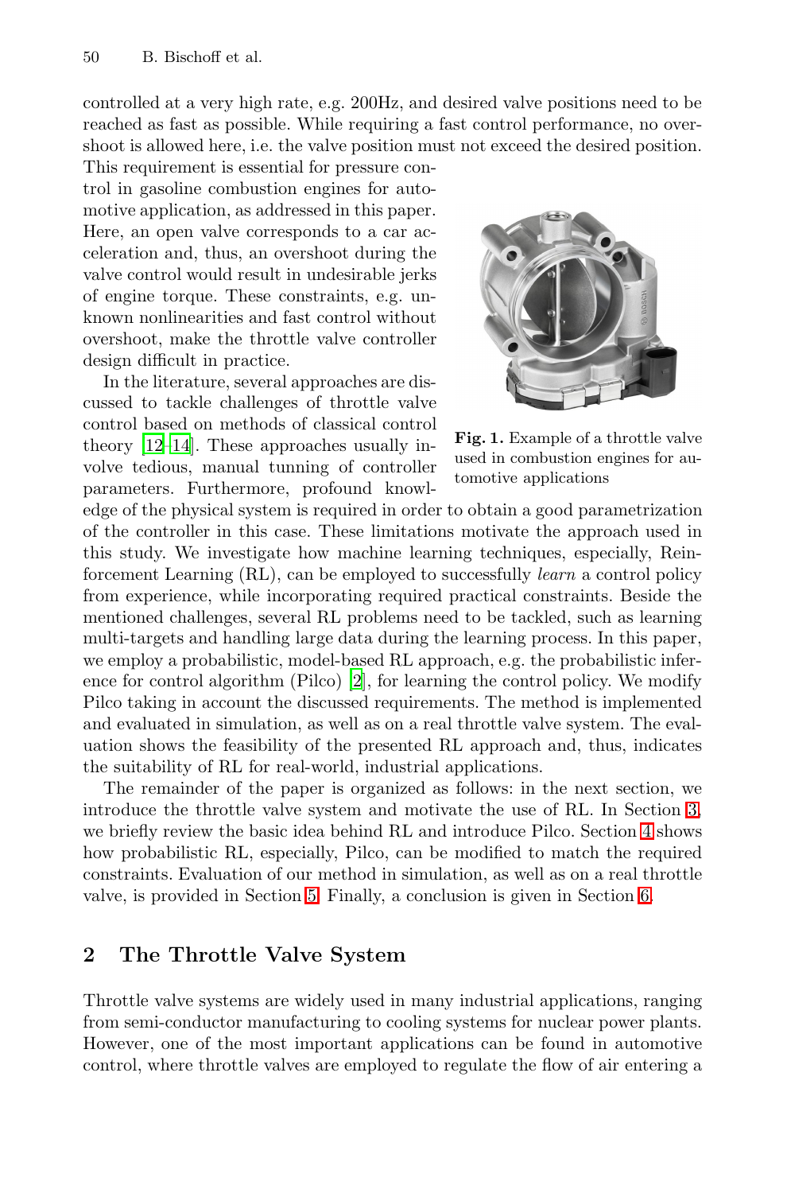controlled at a very high rate, e.g. 200Hz, and desired valve positions need to be reached as fast as possible. While requiring a fast control performance, no overshoot is allowed here, i.e. the valve position must not exceed the desired position. This requirement is essential for pressure control in gasoline combustion engines for automotive application, as addressed in this paper. Here, an open valve corresponds to a car acceleration and, thus, an overshoot during the valve control would result in undesirable jerks of engine torque. These constraints, e.g. unknown nonlinearities and fast control without overshoot, make the throttle valve controller design difficult in practice.

**Fig. 1.** Example of a throttle valve used in combustion engines for automotive applications

In the literature, several approaches are discussed to tackle challenges of throttle valve control based on methods of classical control theory [12–14]. These approaches usually involve tedious, manual tunning of controller parameters. Furthermore, profound knowledge of the physical system is required in order to obtain a good parametrization of the controller in this case. These limitations motivate the approach used in this study. We investigate how machine learning techniques, especially, Reinforcement Learning (RL), can be employed to successfully *learn* a control policy from experience, while incorporating required practical constraints. Beside the mentioned challenges, several RL problems need to be tackled, such as learning multi-targets and handling large data during the learning process. In this paper, we employ a probabilistic, model-based RL approach, e.g. the probabilistic inference for control algorithm (Pilco) [2], for learning the control policy. We modify Pilco taking in account the discussed requirements. The method is implemented and evaluated in simulation, as well as on a real throttle valve system. The evaluation shows the feasibility of the presented RL approach and, thus, indicates the suitability of RL for real-world, industrial applications.

The remainder of the paper is organized as follows: in the next section, we introduce the throttle valve system and motivate the use of RL. In Section 3, we briefly review the basic idea behind RL and introduce Pilco. Section 4 shows how probabilistic RL, especially, Pilco, can be modified to match the required constraints. Evaluation of our method in simulation, as well as on a real throttle valve, is provided in Section 5. Finally, a conclusion is given in Section 6.

## 2 The Throttle Valve System

Throttle valve systems are widely used in many industrial applications, ranging from semi-conductor manufacturing to cooling systems for nuclear power plants. However, one of the most important applications can be found in automotive control, where throttle valves are employed to regulate the flow of air entering a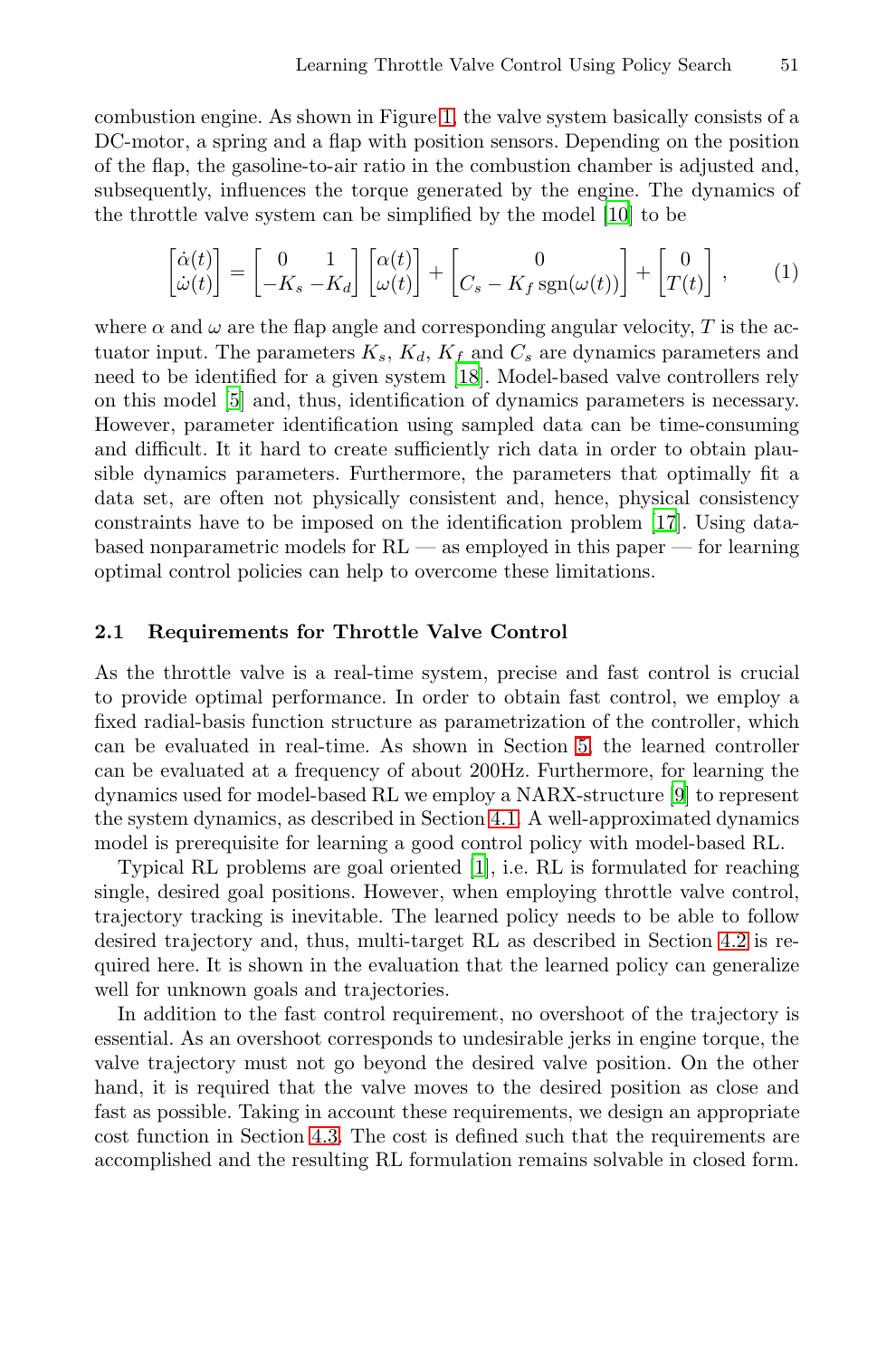combustion engine. As shown in Figure 1, the valve system basically consists of a DC-motor, a spring and a flap with position sensors. Depending on the position of the flap, the gasoline-to-air ratio in the combustion chamber is adjusted and, subsequently, influences the torque generated by the engine. The dynamics of the throttle valve system can be simplified by the model [10] to be

$$
\begin{bmatrix} \dot{\alpha}(t) \\ \dot{\omega}(t) \end{bmatrix} = \begin{bmatrix} 0 & 1 \\ -K_s & -K_d \end{bmatrix} \begin{bmatrix} \alpha(t) \\ \omega(t) \end{bmatrix} + \begin{bmatrix} 0 \\ C_s - K_f \operatorname{sgn}(\omega(t)) \end{bmatrix} + \begin{bmatrix} 0 \\ T(t) \end{bmatrix} , \qquad (1)
$$

where $\alpha$ and $\omega$ are the flap angle and corresponding angular velocity, $T$ is the actuator input. The parameters $K_s$, $K_d$, $K_f$ and $C_s$ are dynamics parameters and need to be identified for a given system [18]. Model-based valve controllers rely on this model [5] and, thus, identification of dynamics parameters is necessary. However, parameter identification using sampled data can be time-consuming and difficult. It it hard to create sufficiently rich data in order to obtain plausible dynamics parameters. Furthermore, the parameters that optimally fit a data set, are often not physically consistent and, hence, physical consistency constraints have to be imposed on the identification problem [17]. Using data-based nonparametric models for RL — as employed in this paper — for learning optimal control policies can help to overcome these limitations.

### 2.1 Requirements for Throttle Valve Control

As the throttle valve is a real-time system, precise and fast control is crucial to provide optimal performance. In order to obtain fast control, we employ a fixed radial-basis function structure as parametrization of the controller, which can be evaluated in real-time. As shown in Section 5, the learned controller can be evaluated at a frequency of about 200Hz. Furthermore, for learning the dynamics used for model-based RL we employ a NARX-structure [9] to represent the system dynamics, as described in Section 4.1. A well-approximated dynamics model is prerequisite for learning a good control policy with model-based RL.

Typical RL problems are goal oriented [1], i.e. RL is formulated for reaching single, desired goal positions. However, when employing throttle valve control, trajectory tracking is inevitable. The learned policy needs to be able to follow desired trajectory and, thus, multi-target RL as described in Section 4.2 is required here. It is shown in the evaluation that the learned policy can generalize well for unknown goals and trajectories.

In addition to the fast control requirement, no overshoot of the trajectory is essential. As an overshoot corresponds to undesirable jerks in engine torque, the valve trajectory must not go beyond the desired valve position. On the other hand, it is required that the valve moves to the desired position as close and fast as possible. Taking in account these requirements, we design an appropriate cost function in Section 4.3. The cost is defined such that the requirements are accomplished and the resulting RL formulation remains solvable in closed form.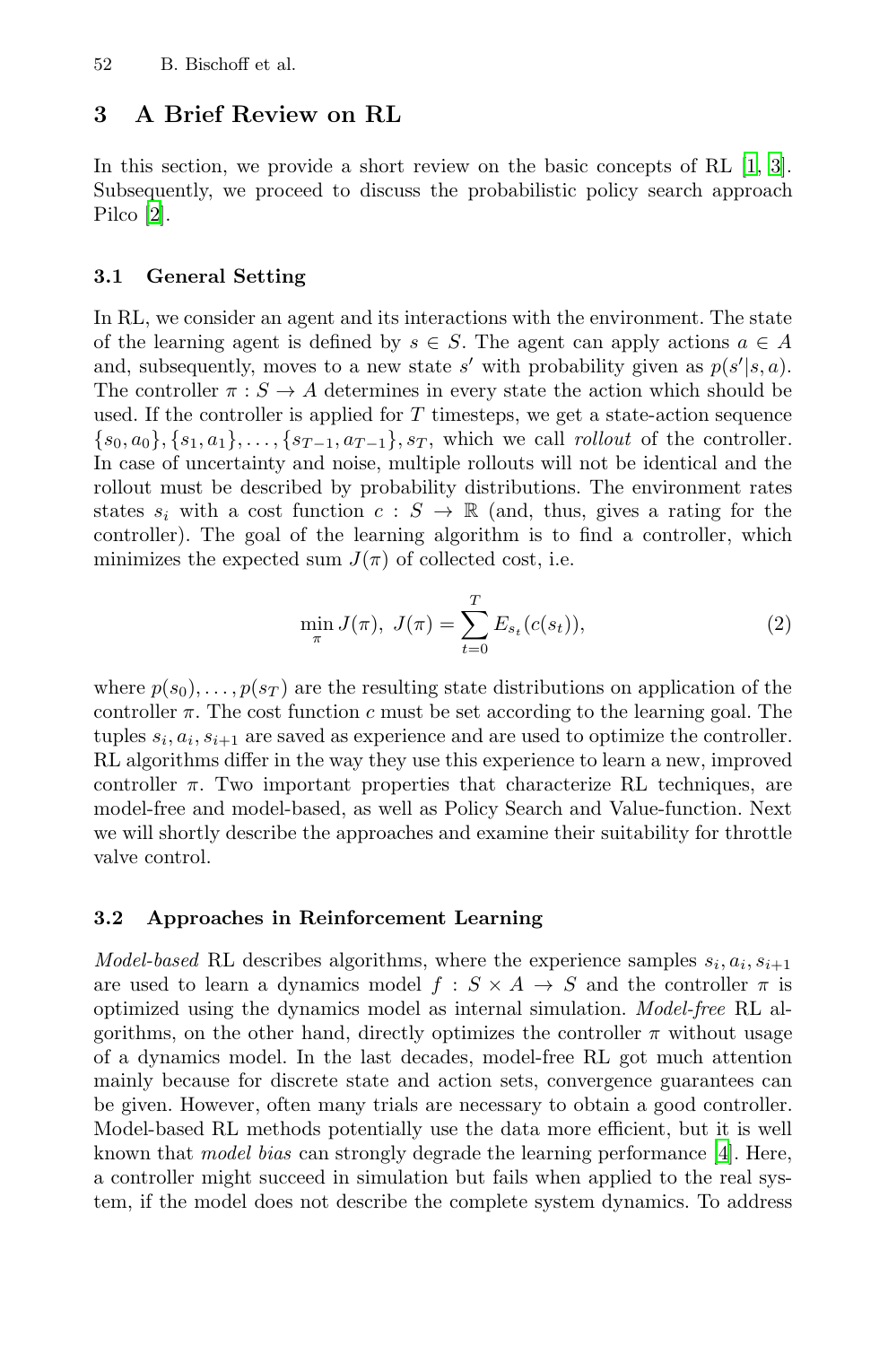## 3 A Brief Review on RL

In this section, we provide a short review on the basic concepts of RL [1, 3]. Subsequently, we proceed to discuss the probabilistic policy search approach Pilco [2].

### 3.1 General Setting

In RL, we consider an agent and its interactions with the environment. The state of the learning agent is defined by $s \in S$. The agent can apply actions $a \in A$ and, subsequently, moves to a new state $s'$ with probability given as $p(s'|s, a)$. The controller $\pi : S \to A$ determines in every state the action which should be used. If the controller is applied for $T$ timesteps, we get a state-action sequence $\{s_0, a_0\}, \{s_1, a_1\}, \ldots, \{s_{T-1}, a_{T-1}\}, s_T$, which we call *rollout* of the controller. In case of uncertainty and noise, multiple rollouts will not be identical and the rollout must be described by probability distributions. The environment rates states $s_i$ with a cost function $c : S \to \mathbb{R}$ (and, thus, gives a rating for the controller). The goal of the learning algorithm is to find a controller, which minimizes the expected sum $J(\pi)$ of collected cost, i.e.

$$\min_{\pi} J(\pi),\ J(\pi) = \sum_{t=0}^{T} E_{s_t}(c(s_t)), \tag{2}$$

where $p(s_0), \ldots, p(s_T)$ are the resulting state distributions on application of the controller $\pi$. The cost function $c$ must be set according to the learning goal. The tuples $s_i, a_i, s_{i+1}$ are saved as experience and are used to optimize the controller. RL algorithms differ in the way they use this experience to learn a new, improved controller $\pi$. Two important properties that characterize RL techniques, are model-free and model-based, as well as Policy Search and Value-function. Next we will shortly describe the approaches and examine their suitability for throttle valve control.

### 3.2 Approaches in Reinforcement Learning

*Model-based* RL describes algorithms, where the experience samples $s_i, a_i, s_{i+1}$ are used to learn a dynamics model $f : S \times A \to S$ and the controller $\pi$ is optimized using the dynamics model as internal simulation. *Model-free* RL algorithms, on the other hand, directly optimizes the controller $\pi$ without usage of a dynamics model. In the last decades, model-free RL got much attention mainly because for discrete state and action sets, convergence guarantees can be given. However, often many trials are necessary to obtain a good controller. Model-based RL methods potentially use the data more efficient, but it is well known that *model bias* can strongly degrade the learning performance [4]. Here, a controller might succeed in simulation but fails when applied to the real system, if the model does not describe the complete system dynamics. To address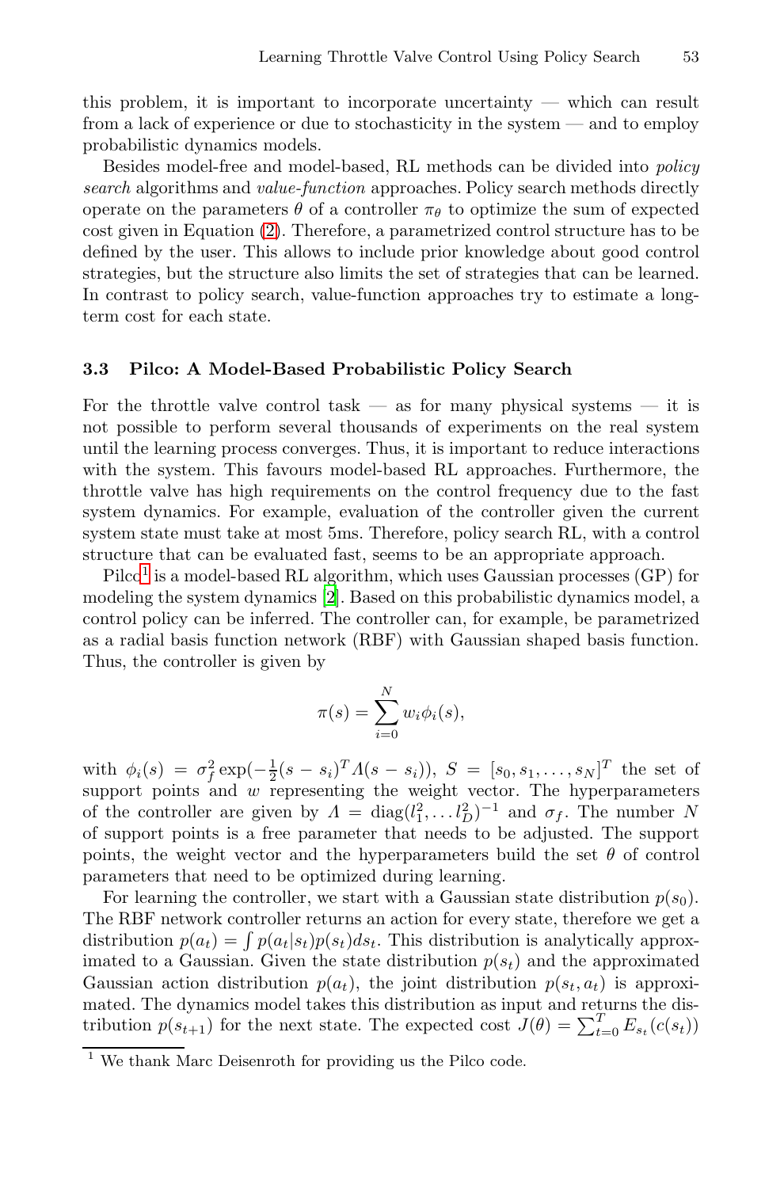this problem, it is important to incorporate uncertainty — which can result from a lack of experience or due to stochasticity in the system — and to employ probabilistic dynamics models.

Besides model-free and model-based, RL methods can be divided into *policy search* algorithms and *value-function* approaches. Policy search methods directly operate on the parameters $\theta$ of a controller $\pi_\theta$ to optimize the sum of expected cost given in Equation (2). Therefore, a parametrized control structure has to be defined by the user. This allows to include prior knowledge about good control strategies, but the structure also limits the set of strategies that can be learned. In contrast to policy search, value-function approaches try to estimate a long-term cost for each state.

### 3.3 Pilco: A Model-Based Probabilistic Policy Search

For the throttle valve control task — as for many physical systems — it is not possible to perform several thousands of experiments on the real system until the learning process converges. Thus, it is important to reduce interactions with the system. This favours model-based RL approaches. Furthermore, the throttle valve has high requirements on the control frequency due to the fast system dynamics. For example, evaluation of the controller given the current system state must take at most 5ms. Therefore, policy search RL, with a control structure that can be evaluated fast, seems to be an appropriate approach.

Pilco[1] is a model-based RL algorithm, which uses Gaussian processes (GP) for modeling the system dynamics [2]. Based on this probabilistic dynamics model, a control policy can be inferred. The controller can, for example, be parametrized as a radial basis function network (RBF) with Gaussian shaped basis function. Thus, the controller is given by

$$\pi(s) = \sum_{i=0}^{N} w_i \phi_i(s),$$

with $\phi_i(s) = \sigma_f^2 \exp(-\frac{1}{2}(s - s_i)^T \Lambda (s - s_i))$, $S = [s_0, s_1, \ldots, s_N]^T$ the set of support points and $w$ representing the weight vector. The hyperparameters of the controller are given by $\Lambda = \mathrm{diag}(l_1^2, \ldots l_D^2)^{-1}$ and $\sigma_f$. The number $N$ of support points is a free parameter that needs to be adjusted. The support points, the weight vector and the hyperparameters build the set $\theta$ of control parameters that need to be optimized during learning.

For learning the controller, we start with a Gaussian state distribution $p(s_0)$. The RBF network controller returns an action for every state, therefore we get a distribution $p(a_t) = \int p(a_t|s_t)p(s_t)ds_t$. This distribution is analytically approximated to a Gaussian. Given the state distribution $p(s_t)$ and the approximated Gaussian action distribution $p(a_t)$, the joint distribution $p(s_t, a_t)$ is approximated. The dynamics model takes this distribution as input and returns the distribution $p(s_{t+1})$ for the next state. The expected cost $J(\theta) = \sum_{t=0}^{T} E_{s_t}(c(s_t))$

[1] We thank Marc Deisenroth for providing us the Pilco code.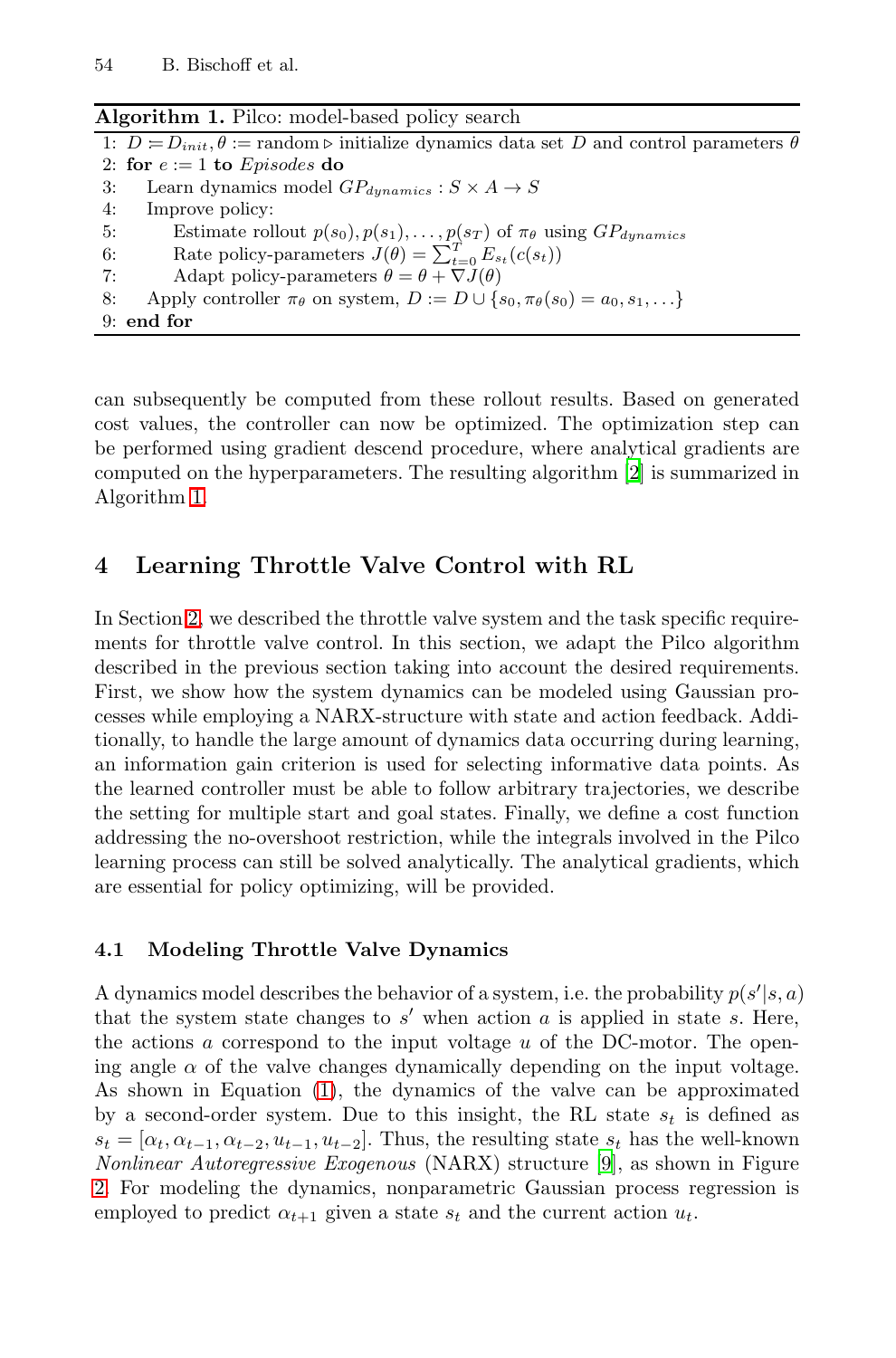**Algorithm 1.** Pilco: model-based policy search

```
1: D := D_init, θ := random ▷ initialize dynamics data set D and control parameters θ
2: for e := 1 to Episodes do
3:     Learn dynamics model GP_dynamics : S × A → S
4:     Improve policy:
5:         Estimate rollout p(s_0), p(s_1), ..., p(s_T) of π_θ using GP_dynamics
6:         Rate policy-parameters J(θ) = Σ_{t=0}^{T} E_{s_t}(c(s_t))
7:         Adapt policy-parameters θ = θ + ∇J(θ)
8:     Apply controller π_θ on system, D := D ∪ {s_0, π_θ(s_0) = a_0, s_1, ...}
9: end for
```

can subsequently be computed from these rollout results. Based on generated cost values, the controller can now be optimized. The optimization step can be performed using gradient descend procedure, where analytical gradients are computed on the hyperparameters. The resulting algorithm [2] is summarized in Algorithm 1.

## 4 Learning Throttle Valve Control with RL

In Section 2, we described the throttle valve system and the task specific requirements for throttle valve control. In this section, we adapt the Pilco algorithm described in the previous section taking into account the desired requirements. First, we show how the system dynamics can be modeled using Gaussian processes while employing a NARX-structure with state and action feedback. Additionally, to handle the large amount of dynamics data occurring during learning, an information gain criterion is used for selecting informative data points. As the learned controller must be able to follow arbitrary trajectories, we describe the setting for multiple start and goal states. Finally, we define a cost function addressing the no-overshoot restriction, while the integrals involved in the Pilco learning process can still be solved analytically. The analytical gradients, which are essential for policy optimizing, will be provided.

### 4.1 Modeling Throttle Valve Dynamics

A dynamics model describes the behavior of a system, i.e. the probability $p(s'|s, a)$ that the system state changes to $s'$ when action $a$ is applied in state $s$. Here, the actions $a$ correspond to the input voltage $u$ of the DC-motor. The opening angle $\alpha$ of the valve changes dynamically depending on the input voltage. As shown in Equation (1), the dynamics of the valve can be approximated by a second-order system. Due to this insight, the RL state $s_t$ is defined as $s_t = [\alpha_t, \alpha_{t-1}, \alpha_{t-2}, u_{t-1}, u_{t-2}]$. Thus, the resulting state $s_t$ has the well-known *Nonlinear Autoregressive Exogenous* (NARX) structure [9], as shown in Figure 2. For modeling the dynamics, nonparametric Gaussian process regression is employed to predict $\alpha_{t+1}$ given a state $s_t$ and the current action $u_t$.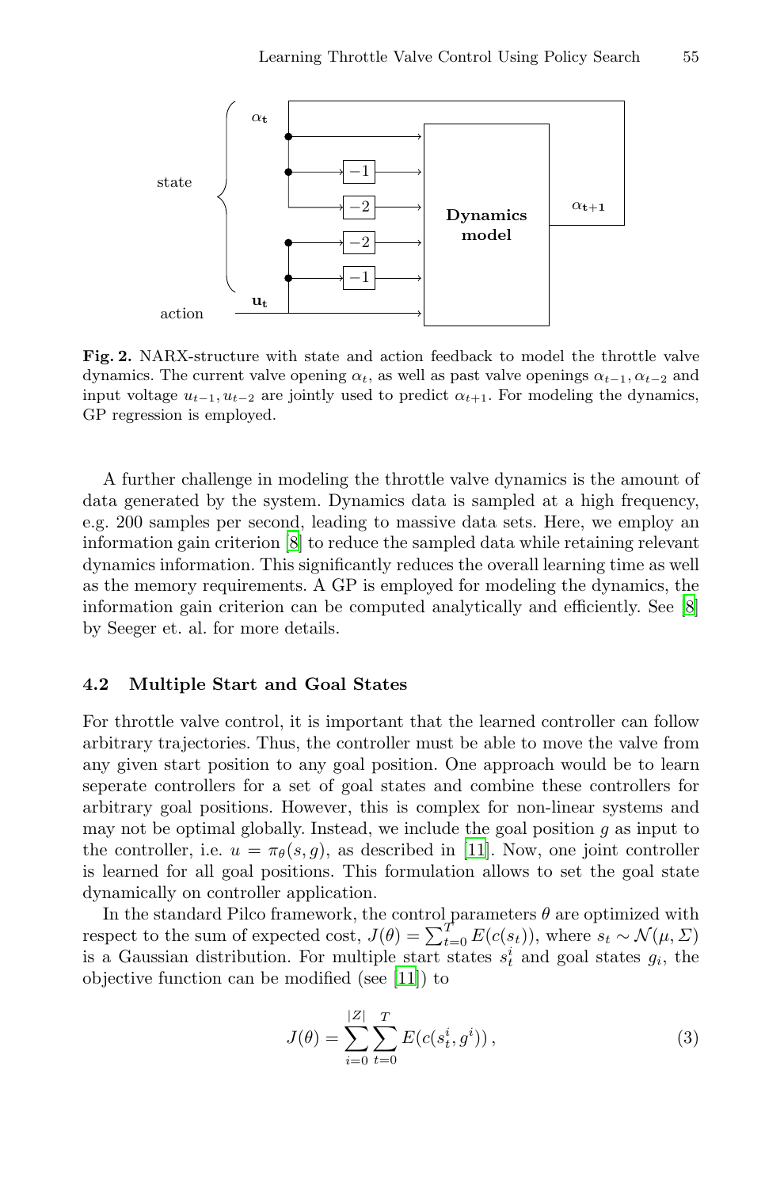**Fig. 2.** NARX-structure with state and action feedback to model the throttle valve dynamics. The current valve opening $\alpha_t$, as well as past valve openings $\alpha_{t-1}, \alpha_{t-2}$ and input voltage $u_{t-1}, u_{t-2}$ are jointly used to predict $\alpha_{t+1}$. For modeling the dynamics, GP regression is employed.

A further challenge in modeling the throttle valve dynamics is the amount of data generated by the system. Dynamics data is sampled at a high frequency, e.g. 200 samples per second, leading to massive data sets. Here, we employ an information gain criterion [8] to reduce the sampled data while retaining relevant dynamics information. This significantly reduces the overall learning time as well as the memory requirements. A GP is employed for modeling the dynamics, the information gain criterion can be computed analytically and efficiently. See [8] by Seeger et. al. for more details.

### 4.2 Multiple Start and Goal States

For throttle valve control, it is important that the learned controller can follow arbitrary trajectories. Thus, the controller must be able to move the valve from any given start position to any goal position. One approach would be to learn seperate controllers for a set of goal states and combine these controllers for arbitrary goal positions. However, this is complex for non-linear systems and may not be optimal globally. Instead, we include the goal position $g$ as input to the controller, i.e. $u = \pi_\theta(s, g)$, as described in [11]. Now, one joint controller is learned for all goal positions. This formulation allows to set the goal state dynamically on controller application.

In the standard Pilco framework, the control parameters $\theta$ are optimized with respect to the sum of expected cost, $J(\theta) = \sum_{t=0}^{T} E(c(s_t))$, where $s_t \sim \mathcal{N}(\mu, \Sigma)$ is a Gaussian distribution. For multiple start states $s_t^i$ and goal states $g_i$, the objective function can be modified (see [11]) to

$$J(\theta) = \sum_{i=0}^{|Z|} \sum_{t=0}^{T} E(c(s_t^i, g^i)), \tag{3}$$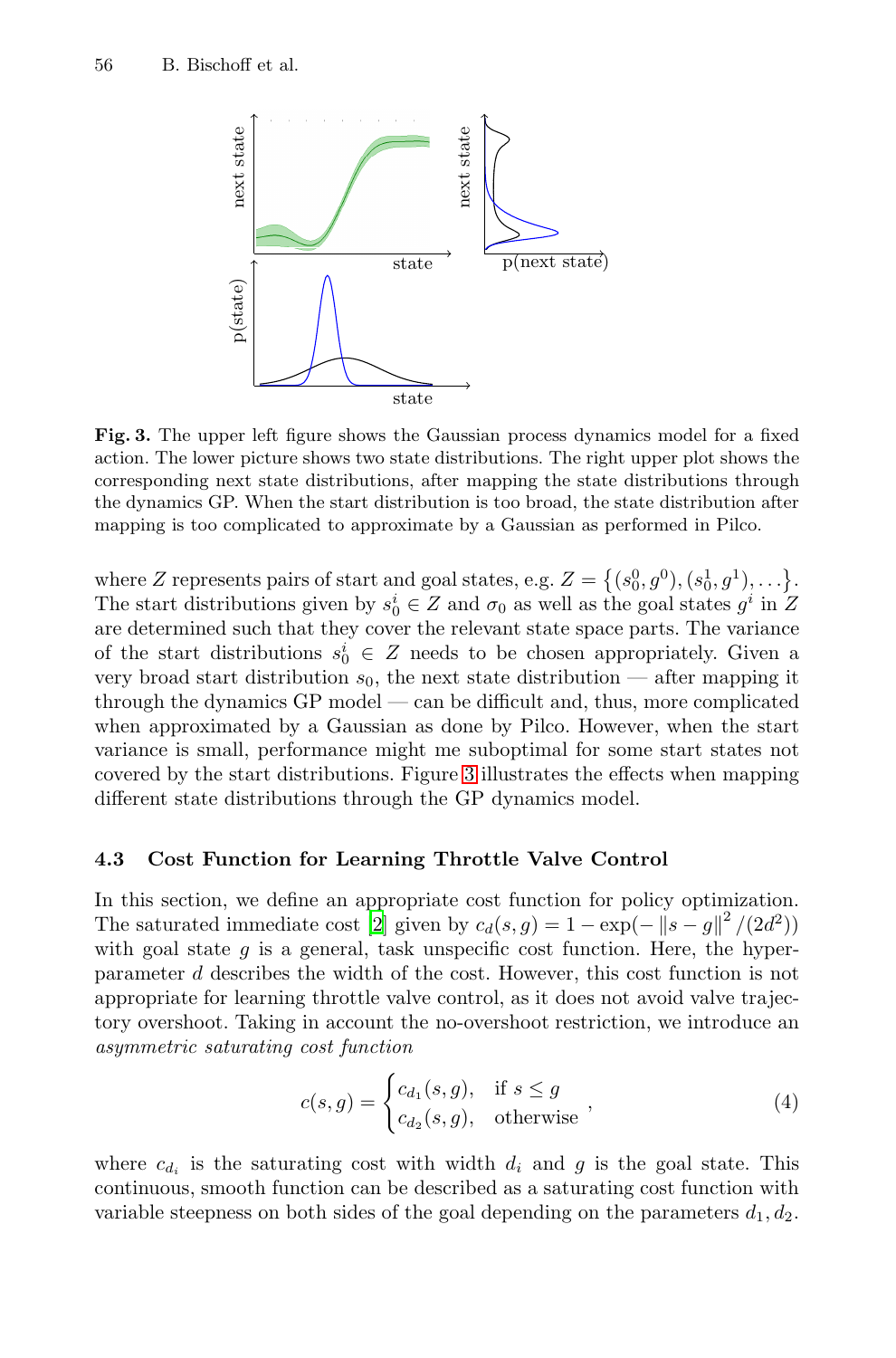**Fig. 3.** The upper left figure shows the Gaussian process dynamics model for a fixed action. The lower picture shows two state distributions. The right upper plot shows the corresponding next state distributions, after mapping the state distributions through the dynamics GP. When the start distribution is too broad, the state distribution after mapping is too complicated to approximate by a Gaussian as performed in Pilco.

where $Z$ represents pairs of start and goal states, e.g. $Z = \{(s_0^0, g^0), (s_0^1, g^1), \ldots\}$. The start distributions given by $s_0^i \in Z$ and $\sigma_0$ as well as the goal states $g^i$ in $Z$ are determined such that they cover the relevant state space parts. The variance of the start distributions $s_0^i \in Z$ needs to be chosen appropriately. Given a very broad start distribution $s_0$, the next state distribution — after mapping it through the dynamics GP model — can be difficult and, thus, more complicated when approximated by a Gaussian as done by Pilco. However, when the start variance is small, performance might me suboptimal for some start states not covered by the start distributions. Figure 3 illustrates the effects when mapping different state distributions through the GP dynamics model.

### 4.3 Cost Function for Learning Throttle Valve Control

In this section, we define an appropriate cost function for policy optimization. The saturated immediate cost [2] given by $c_d(s, g) = 1 - \exp(-\|s - g\|^2 / (2d^2))$ with goal state $g$ is a general, task unspecific cost function. Here, the hyperparameter $d$ describes the width of the cost. However, this cost function is not appropriate for learning throttle valve control, as it does not avoid valve trajectory overshoot. Taking in account the no-overshoot restriction, we introduce an *asymmetric saturating cost function*

$$c(s, g) = \begin{cases} c_{d_1}(s, g), & \text{if } s \leq g \\ c_{d_2}(s, g), & \text{otherwise} \end{cases}, \tag{4}$$

where $c_{d_i}$ is the saturating cost with width $d_i$ and $g$ is the goal state. This continuous, smooth function can be described as a saturating cost function with variable steepness on both sides of the goal depending on the parameters $d_1, d_2$.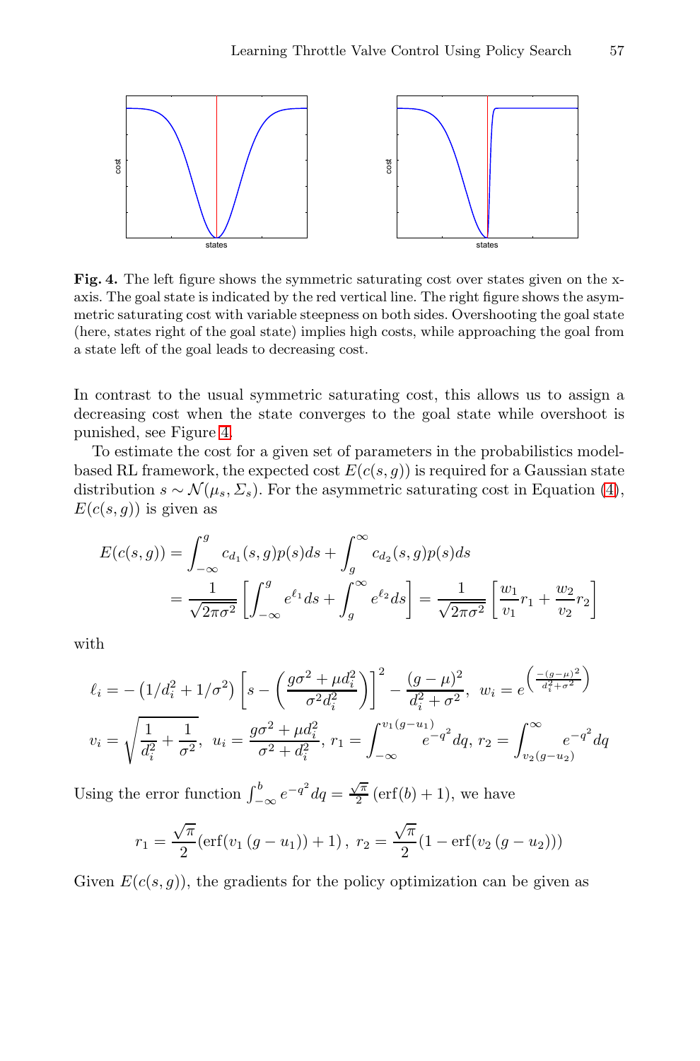**Fig. 4.** The left figure shows the symmetric saturating cost over states given on the x-axis. The goal state is indicated by the red vertical line. The right figure shows the asymmetric saturating cost with variable steepness on both sides. Overshooting the goal state (here, states right of the goal state) implies high costs, while approaching the goal from a state left of the goal leads to decreasing cost.

In contrast to the usual symmetric saturating cost, this allows us to assign a decreasing cost when the state converges to the goal state while overshoot is punished, see Figure 4.

To estimate the cost for a given set of parameters in the probabilistics model-based RL framework, the expected cost $E(c(s, g))$ is required for a Gaussian state distribution $s \sim \mathcal{N}(\mu_s, \Sigma_s)$. For the asymmetric saturating cost in Equation (4), $E(c(s, g))$ is given as

$$
\begin{aligned}
E(c(s,g)) &= \int_{-\infty}^{g} c_{d_1}(s,g)p(s)ds + \int_{g}^{\infty} c_{d_2}(s,g)p(s)ds \\
&= \frac{1}{\sqrt{2\pi\sigma^2}}\left[\int_{-\infty}^{g} e^{\ell_1}ds + \int_{g}^{\infty} e^{\ell_2}ds\right] = \frac{1}{\sqrt{2\pi\sigma^2}}\left[\frac{w_1}{v_1}r_1 + \frac{w_2}{v_2}r_2\right]
\end{aligned}
$$

with

$$
\ell_i = -\left(1/d_i^2 + 1/\sigma^2\right)\left[s - \left(\frac{g\sigma^2 + \mu d_i^2}{\sigma^2 d_i^2}\right)\right]^2 - \frac{(g-\mu)^2}{d_i^2+\sigma^2},\ w_i = e^{\left(\frac{-(g-\mu)^2}{d_i^2+\sigma^2}\right)}
$$

$$
v_i = \sqrt{\frac{1}{d_i^2} + \frac{1}{\sigma^2}},\ u_i = \frac{g\sigma^2 + \mu d_i^2}{\sigma^2 + d_i^2},\ r_1 = \int_{-\infty}^{v_1(g-u_1)} e^{-q^2}dq,\ r_2 = \int_{v_2(g-u_2)}^{\infty} e^{-q^2}dq
$$

Using the error function $\int_{-\infty}^{b} e^{-q^2}dq = \frac{\sqrt{\pi}}{2}\left(\mathrm{erf}(b)+1\right)$, we have

$$
r_1 = \frac{\sqrt{\pi}}{2}(\mathrm{erf}(v_1\,(g-u_1))+1)\,,\ r_2 = \frac{\sqrt{\pi}}{2}(1-\mathrm{erf}(v_2\,(g-u_2)))
$$

Given $E(c(s,g))$, the gradients for the policy optimization can be given as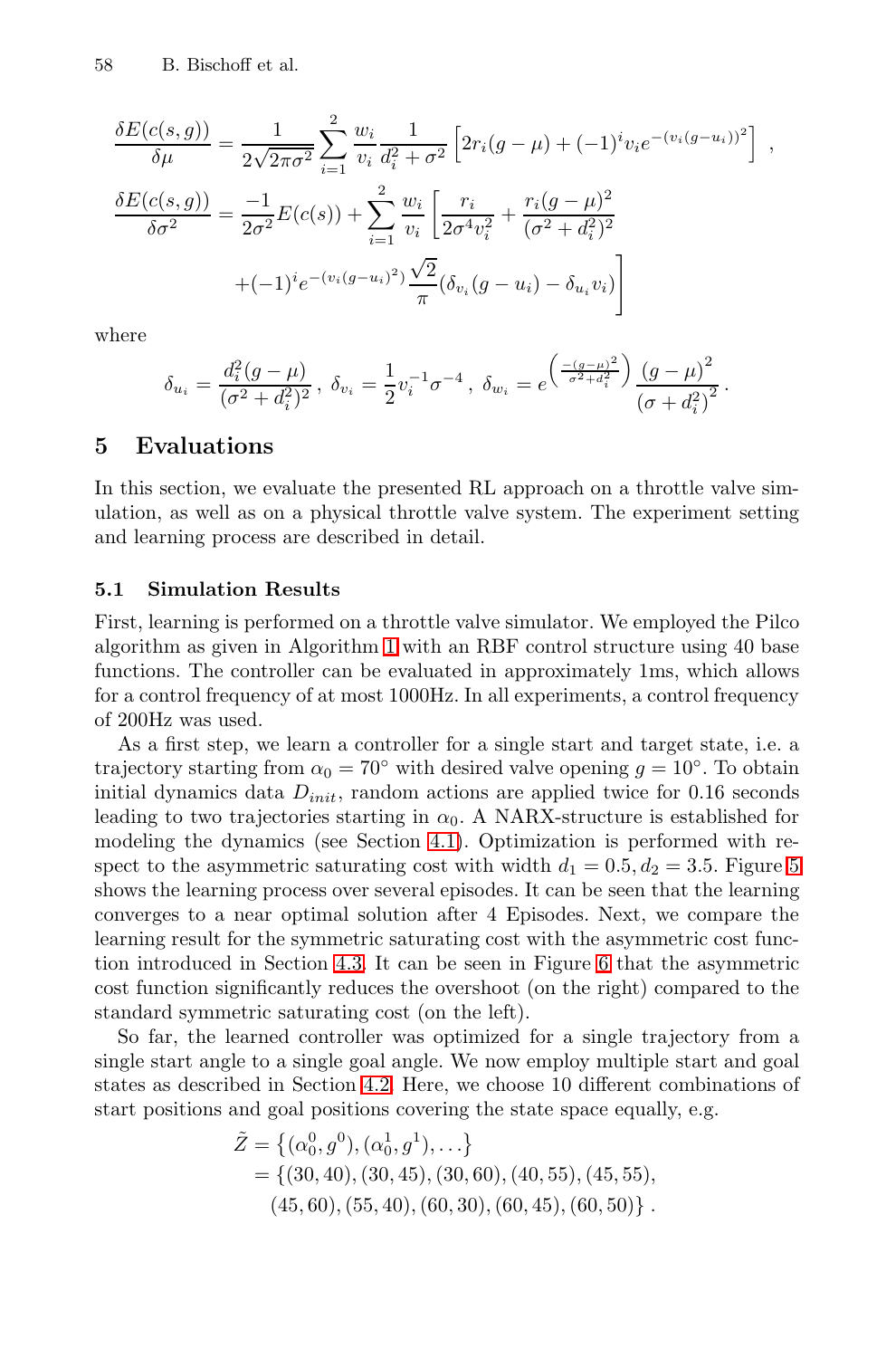$$\frac{\delta E(c(s,g))}{\delta \mu} = \frac{1}{2\sqrt{2\pi\sigma^2}} \sum_{i=1}^{2} \frac{w_i}{v_i} \frac{1}{d_i^2 + \sigma^2} \left[ 2r_i(g-\mu) + (-1)^i v_i e^{-(v_i(g-u_i))^2} \right] ,$$

$$\frac{\delta E(c(s,g))}{\delta \sigma^2} = \frac{-1}{2\sigma^2} E(c(s)) + \sum_{i=1}^{2} \frac{w_i}{v_i} \left[ \frac{r_i}{2\sigma^4 v_i^2} + \frac{r_i(g-\mu)^2}{(\sigma^2 + d_i^2)^2} \right.$$
$$\left. + (-1)^i e^{-(v_i(g-u_i)^2)} \frac{\sqrt{2}}{\pi} (\delta_{v_i}(g-u_i) - \delta_{u_i} v_i) \right]$$

where

$$\delta_{u_i} = \frac{d_i^2(g-\mu)}{(\sigma^2 + d_i^2)^2} , \; \delta_{v_i} = \frac{1}{2} v_i^{-1} \sigma^{-4} , \; \delta_{w_i} = e^{\left( \frac{-(g-\mu)^2}{\sigma^2 + d_i^2} \right)} \frac{(g-\mu)^2}{(\sigma + d_i^2)^2} .$$

## 5 Evaluations

In this section, we evaluate the presented RL approach on a throttle valve simulation, as well as on a physical throttle valve system. The experiment setting and learning process are described in detail.

### 5.1 Simulation Results

First, learning is performed on a throttle valve simulator. We employed the Pilco algorithm as given in Algorithm 1 with an RBF control structure using 40 base functions. The controller can be evaluated in approximately 1ms, which allows for a control frequency of at most 1000Hz. In all experiments, a control frequency of 200Hz was used.

As a first step, we learn a controller for a single start and target state, i.e. a trajectory starting from $\alpha_0 = 70^\circ$ with desired valve opening $g = 10^\circ$. To obtain initial dynamics data $D_{init}$, random actions are applied twice for 0.16 seconds leading to two trajectories starting in $\alpha_0$. A NARX-structure is established for modeling the dynamics (see Section 4.1). Optimization is performed with respect to the asymmetric saturating cost with width $d_1 = 0.5, d_2 = 3.5$. Figure 5 shows the learning process over several episodes. It can be seen that the learning converges to a near optimal solution after 4 Episodes. Next, we compare the learning result for the symmetric saturating cost with the asymmetric cost function introduced in Section 4.3. It can be seen in Figure 6 that the asymmetric cost function significantly reduces the overshoot (on the right) compared to the standard symmetric saturating cost (on the left).

So far, the learned controller was optimized for a single trajectory from a single start angle to a single goal angle. We now employ multiple start and goal states as described in Section 4.2. Here, we choose 10 different combinations of start positions and goal positions covering the state space equally, e.g.

$$\begin{aligned} \tilde{Z} &= \{(\alpha_0^0, g^0), (\alpha_0^1, g^1), \dots\} \\ &= \{(30,40), (30,45), (30,60), (40,55), (45,55), \\ &\quad (45,60), (55,40), (60,30), (60,45), (60,50)\} . \end{aligned}$$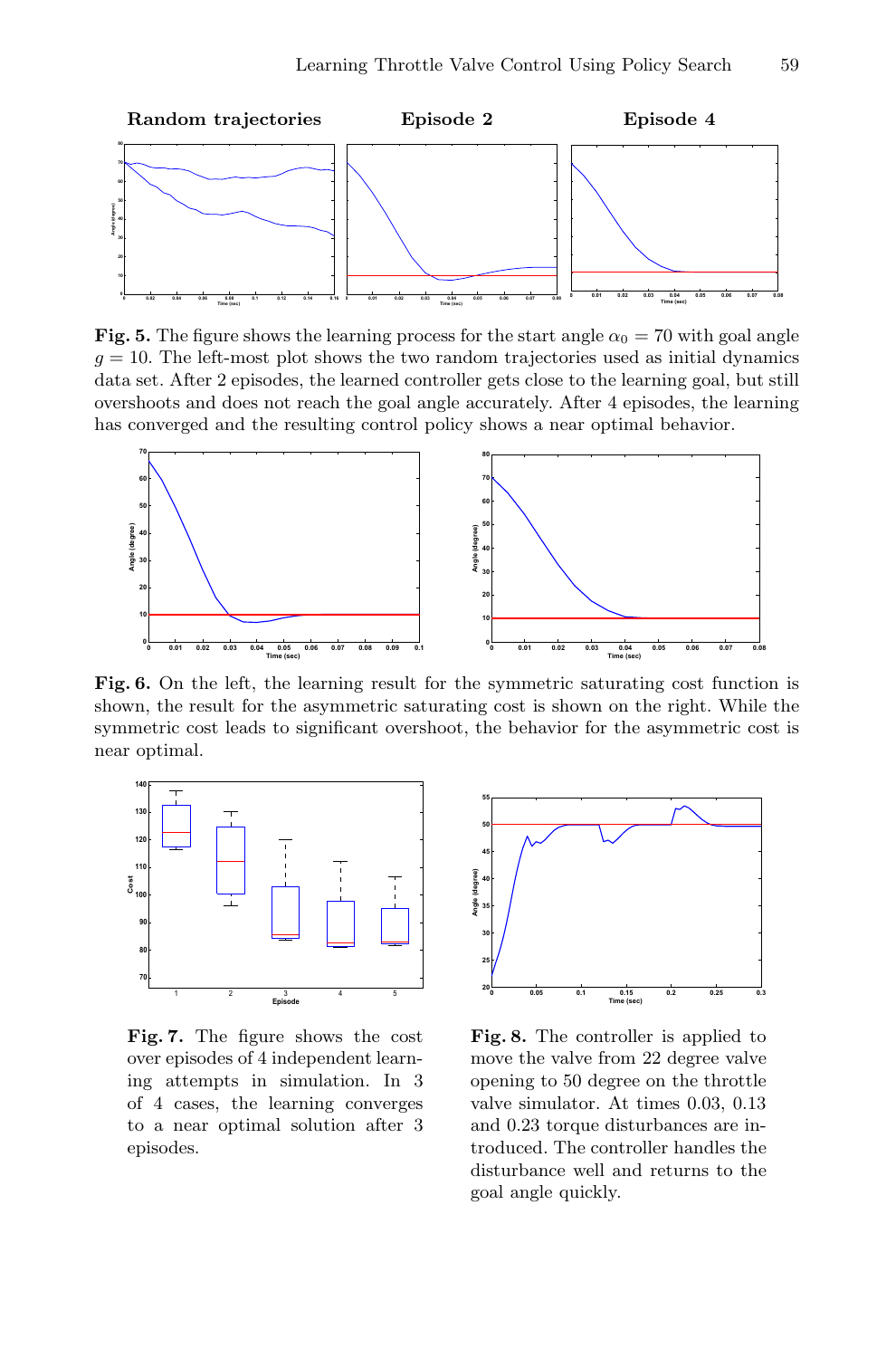**Fig. 5.** The figure shows the learning process for the start angle $\alpha_0 = 70$ with goal angle $g = 10$. The left-most plot shows the two random trajectories used as initial dynamics data set. After 2 episodes, the learned controller gets close to the learning goal, but still overshoots and does not reach the goal angle accurately. After 4 episodes, the learning has converged and the resulting control policy shows a near optimal behavior.

**Fig. 6.** On the left, the learning result for the symmetric saturating cost function is shown, the result for the asymmetric saturating cost is shown on the right. While the symmetric cost leads to significant overshoot, the behavior for the asymmetric cost is near optimal.

**Fig. 7.** The figure shows the cost over episodes of 4 independent learning attempts in simulation. In 3 of 4 cases, the learning converges to a near optimal solution after 3 episodes.

**Fig. 8.** The controller is applied to move the valve from 22 degree valve opening to 50 degree on the throttle valve simulator. At times 0.03, 0.13 and 0.23 torque disturbances are introduced. The controller handles the disturbance well and returns to the goal angle quickly.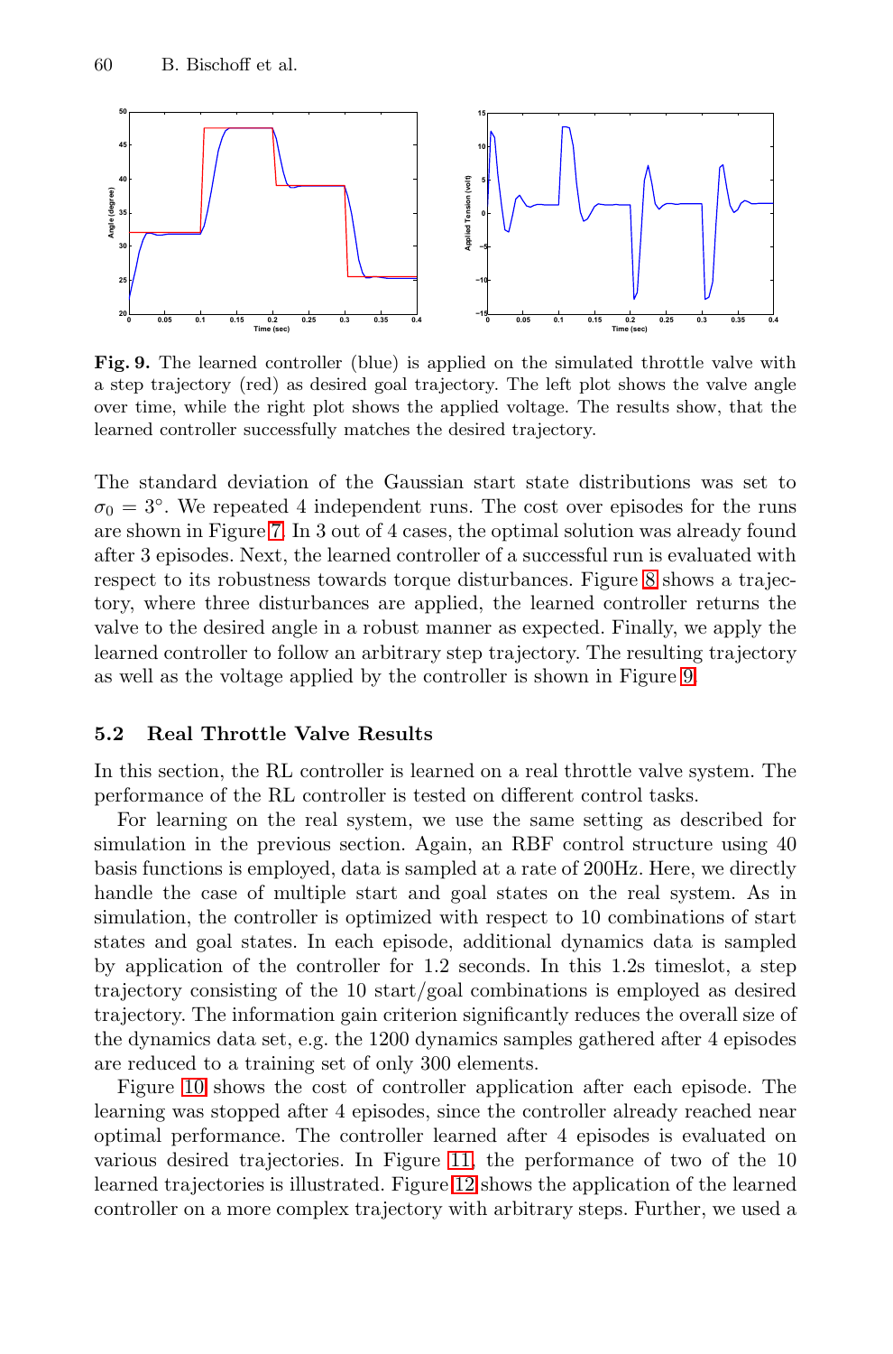**Fig. 9.** The learned controller (blue) is applied on the simulated throttle valve with a step trajectory (red) as desired goal trajectory. The left plot shows the valve angle over time, while the right plot shows the applied voltage. The results show, that the learned controller successfully matches the desired trajectory.

The standard deviation of the Gaussian start state distributions was set to $\sigma_0 = 3°$. We repeated 4 independent runs. The cost over episodes for the runs are shown in Figure 7. In 3 out of 4 cases, the optimal solution was already found after 3 episodes. Next, the learned controller of a successful run is evaluated with respect to its robustness towards torque disturbances. Figure 8 shows a trajectory, where three disturbances are applied, the learned controller returns the valve to the desired angle in a robust manner as expected. Finally, we apply the learned controller to follow an arbitrary step trajectory. The resulting trajectory as well as the voltage applied by the controller is shown in Figure 9.

### 5.2 Real Throttle Valve Results

In this section, the RL controller is learned on a real throttle valve system. The performance of the RL controller is tested on different control tasks.

For learning on the real system, we use the same setting as described for simulation in the previous section. Again, an RBF control structure using 40 basis functions is employed, data is sampled at a rate of 200Hz. Here, we directly handle the case of multiple start and goal states on the real system. As in simulation, the controller is optimized with respect to 10 combinations of start states and goal states. In each episode, additional dynamics data is sampled by application of the controller for 1.2 seconds. In this 1.2s timeslot, a step trajectory consisting of the 10 start/goal combinations is employed as desired trajectory. The information gain criterion significantly reduces the overall size of the dynamics data set, e.g. the 1200 dynamics samples gathered after 4 episodes are reduced to a training set of only 300 elements.

Figure 10 shows the cost of controller application after each episode. The learning was stopped after 4 episodes, since the controller already reached near optimal performance. The controller learned after 4 episodes is evaluated on various desired trajectories. In Figure 11, the performance of two of the 10 learned trajectories is illustrated. Figure 12 shows the application of the learned controller on a more complex trajectory with arbitrary steps. Further, we used a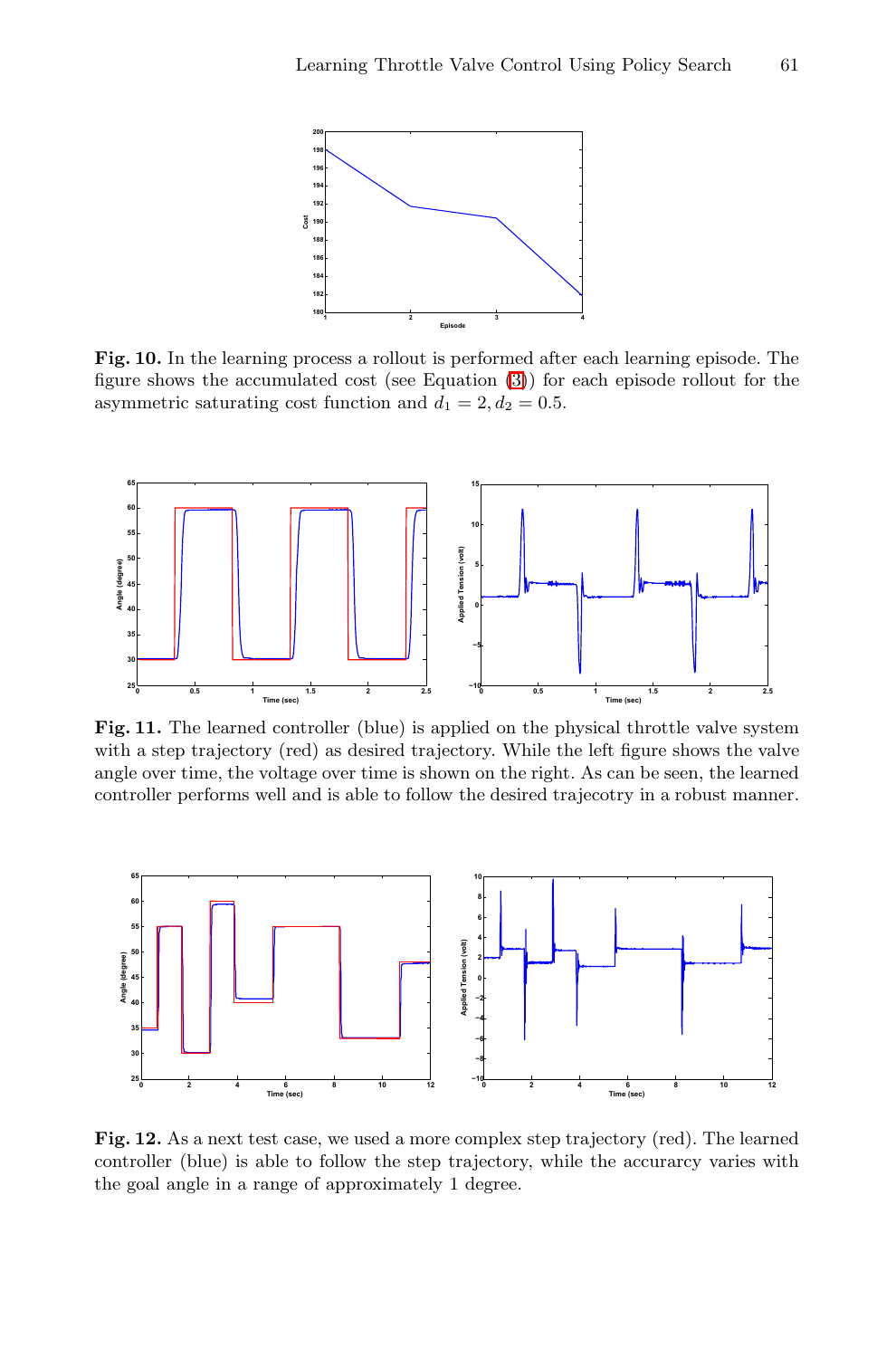**Fig. 10.** In the learning process a rollout is performed after each learning episode. The figure shows the accumulated cost (see Equation (3)) for each episode rollout for the asymmetric saturating cost function and $d_1 = 2, d_2 = 0.5$.

**Fig. 11.** The learned controller (blue) is applied on the physical throttle valve system with a step trajectory (red) as desired trajectory. While the left figure shows the valve angle over time, the voltage over time is shown on the right. As can be seen, the learned controller performs well and is able to follow the desired trajecotry in a robust manner.

**Fig. 12.** As a next test case, we used a more complex step trajectory (red). The learned controller (blue) is able to follow the step trajectory, while the accurarcy varies with the goal angle in a range of approximately 1 degree.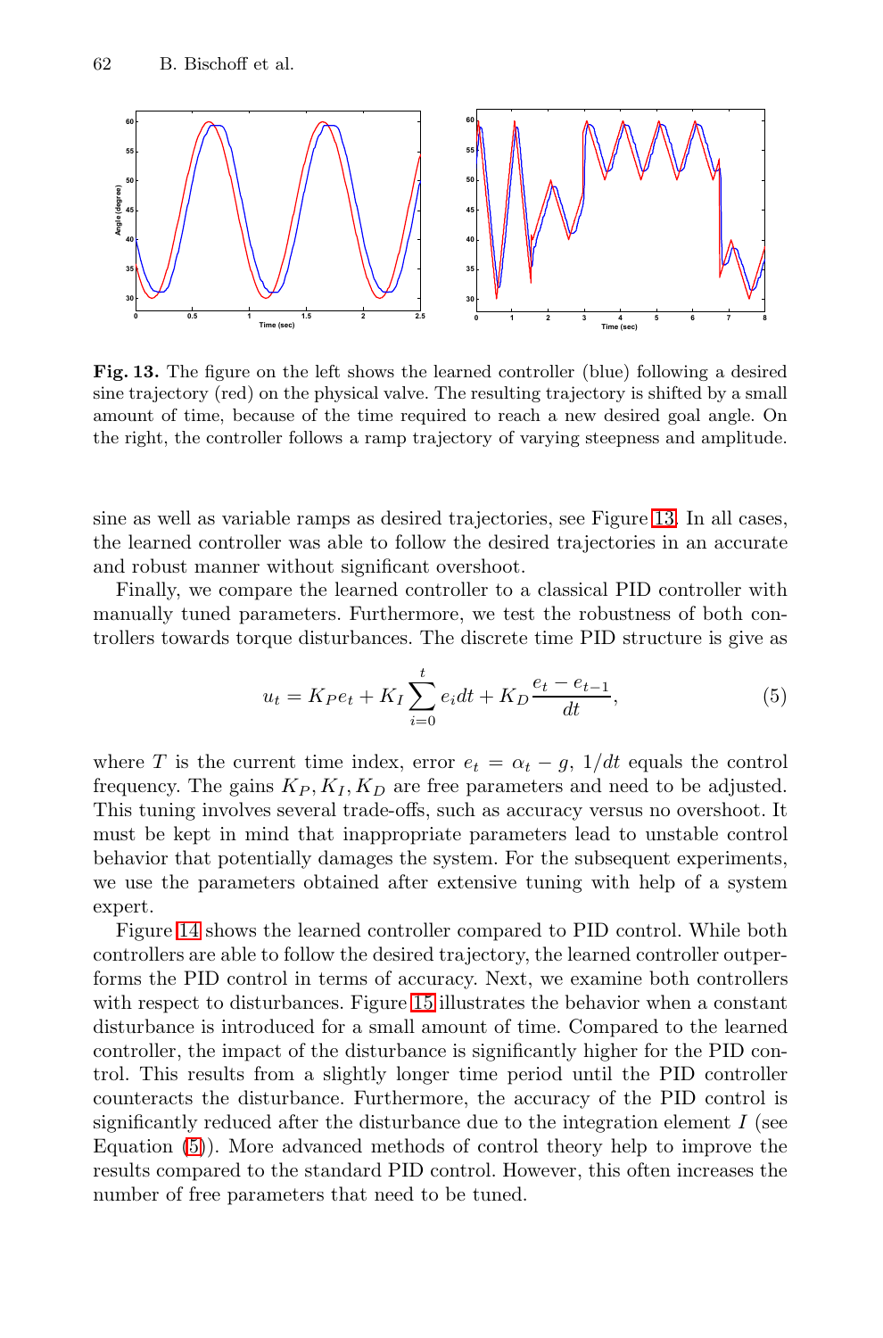**Fig. 13.** The figure on the left shows the learned controller (blue) following a desired sine trajectory (red) on the physical valve. The resulting trajectory is shifted by a small amount of time, because of the time required to reach a new desired goal angle. On the right, the controller follows a ramp trajectory of varying steepness and amplitude.

sine as well as variable ramps as desired trajectories, see Figure 13. In all cases, the learned controller was able to follow the desired trajectories in an accurate and robust manner without significant overshoot.

Finally, we compare the learned controller to a classical PID controller with manually tuned parameters. Furthermore, we test the robustness of both controllers towards torque disturbances. The discrete time PID structure is give as

$$u_t = K_P e_t + K_I \sum_{i=0}^{t} e_i dt + K_D \frac{e_t - e_{t-1}}{dt}, \tag{5}$$

where $T$ is the current time index, error $e_t = \alpha_t - g$, $1/dt$ equals the control frequency. The gains $K_P, K_I, K_D$ are free parameters and need to be adjusted. This tuning involves several trade-offs, such as accuracy versus no overshoot. It must be kept in mind that inappropriate parameters lead to unstable control behavior that potentially damages the system. For the subsequent experiments, we use the parameters obtained after extensive tuning with help of a system expert.

Figure 14 shows the learned controller compared to PID control. While both controllers are able to follow the desired trajectory, the learned controller outperforms the PID control in terms of accuracy. Next, we examine both controllers with respect to disturbances. Figure 15 illustrates the behavior when a constant disturbance is introduced for a small amount of time. Compared to the learned controller, the impact of the disturbance is significantly higher for the PID control. This results from a slightly longer time period until the PID controller counteracts the disturbance. Furthermore, the accuracy of the PID control is significantly reduced after the disturbance due to the integration element $I$ (see Equation (5)). More advanced methods of control theory help to improve the results compared to the standard PID control. However, this often increases the number of free parameters that need to be tuned.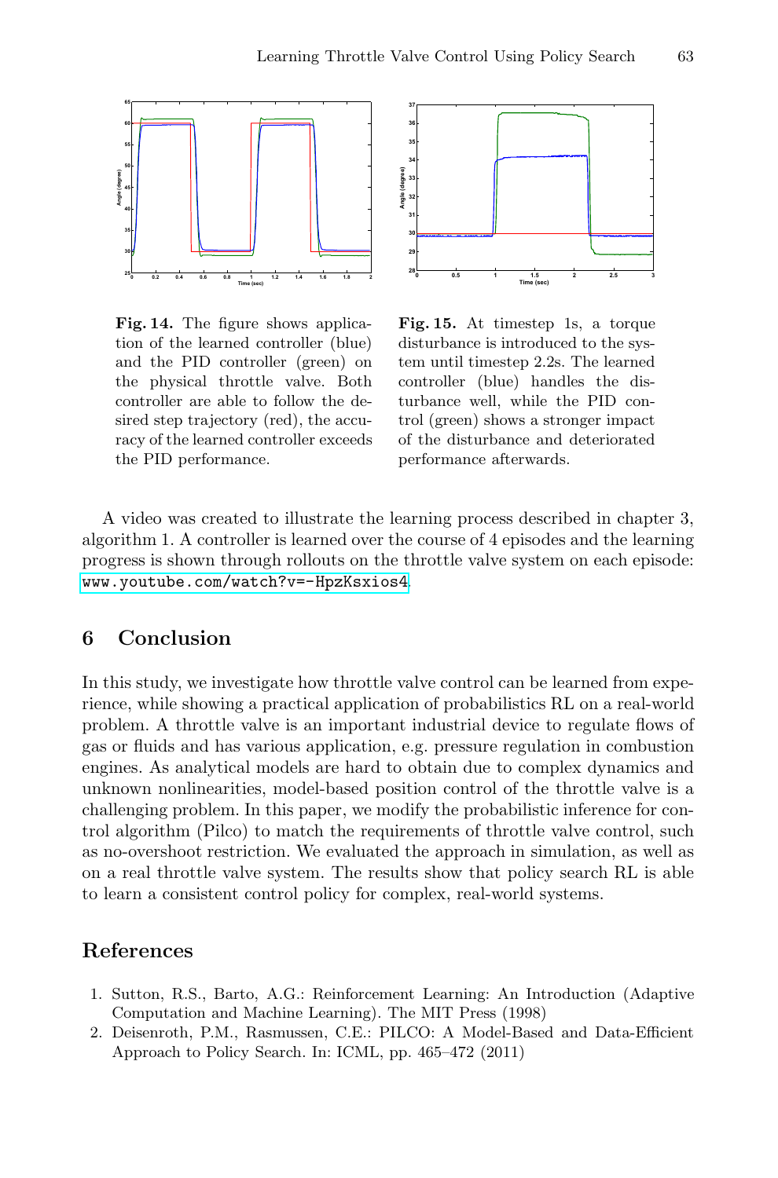**Fig. 14.** The figure shows application of the learned controller (blue) and the PID controller (green) on the physical throttle valve. Both controller are able to follow the desired step trajectory (red), the accuracy of the learned controller exceeds the PID performance.

**Fig. 15.** At timestep 1s, a torque disturbance is introduced to the system until timestep 2.2s. The learned controller (blue) handles the disturbance well, while the PID control (green) shows a stronger impact of the disturbance and deteriorated performance afterwards.

A video was created to illustrate the learning process described in chapter 3, algorithm 1. A controller is learned over the course of 4 episodes and the learning progress is shown through rollouts on the throttle valve system on each episode: www.youtube.com/watch?v=-HpzKsxios4.

## 6 Conclusion

In this study, we investigate how throttle valve control can be learned from experience, while showing a practical application of probabilistics RL on a real-world problem. A throttle valve is an important industrial device to regulate flows of gas or fluids and has various application, e.g. pressure regulation in combustion engines. As analytical models are hard to obtain due to complex dynamics and unknown nonlinearities, model-based position control of the throttle valve is a challenging problem. In this paper, we modify the probabilistic inference for control algorithm (Pilco) to match the requirements of throttle valve control, such as no-overshoot restriction. We evaluated the approach in simulation, as well as on a real throttle valve system. The results show that policy search RL is able to learn a consistent control policy for complex, real-world systems.

## References

1. Sutton, R.S., Barto, A.G.: Reinforcement Learning: An Introduction (Adaptive Computation and Machine Learning). The MIT Press (1998)
2. Deisenroth, P.M., Rasmussen, C.E.: PILCO: A Model-Based and Data-Efficient Approach to Policy Search. In: ICML, pp. 465–472 (2011)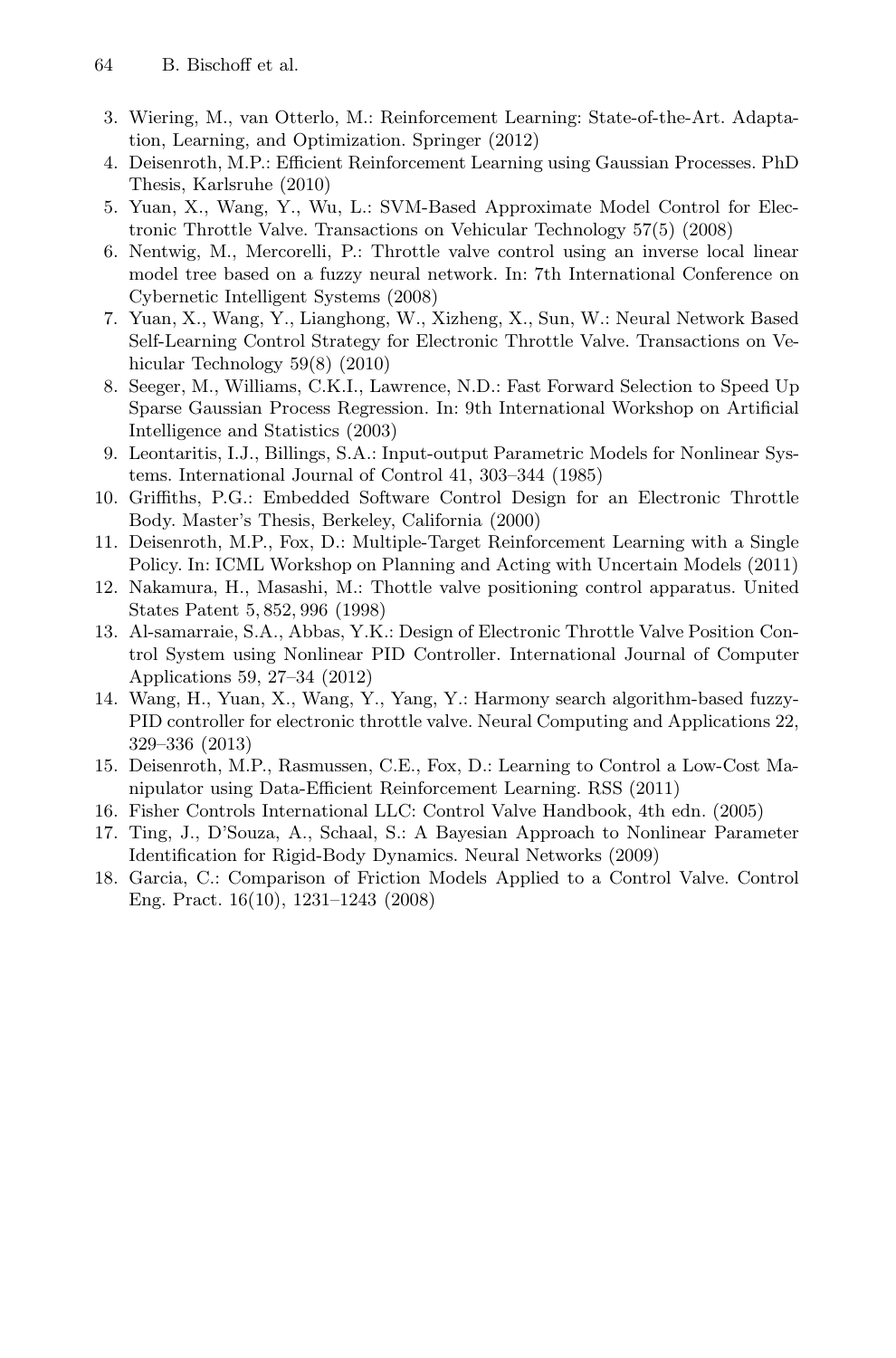3. Wiering, M., van Otterlo, M.: Reinforcement Learning: State-of-the-Art. Adaptation, Learning, and Optimization. Springer (2012)
4. Deisenroth, M.P.: Efficient Reinforcement Learning using Gaussian Processes. PhD Thesis, Karlsruhe (2010)
5. Yuan, X., Wang, Y., Wu, L.: SVM-Based Approximate Model Control for Electronic Throttle Valve. Transactions on Vehicular Technology 57(5) (2008)
6. Nentwig, M., Mercorelli, P.: Throttle valve control using an inverse local linear model tree based on a fuzzy neural network. In: 7th International Conference on Cybernetic Intelligent Systems (2008)
7. Yuan, X., Wang, Y., Lianghong, W., Xizheng, X., Sun, W.: Neural Network Based Self-Learning Control Strategy for Electronic Throttle Valve. Transactions on Vehicular Technology 59(8) (2010)
8. Seeger, M., Williams, C.K.I., Lawrence, N.D.: Fast Forward Selection to Speed Up Sparse Gaussian Process Regression. In: 9th International Workshop on Artificial Intelligence and Statistics (2003)
9. Leontaritis, I.J., Billings, S.A.: Input-output Parametric Models for Nonlinear Systems. International Journal of Control 41, 303–344 (1985)
10. Griffiths, P.G.: Embedded Software Control Design for an Electronic Throttle Body. Master's Thesis, Berkeley, California (2000)
11. Deisenroth, M.P., Fox, D.: Multiple-Target Reinforcement Learning with a Single Policy. In: ICML Workshop on Planning and Acting with Uncertain Models (2011)
12. Nakamura, H., Masashi, M.: Thottle valve positioning control apparatus. United States Patent 5, 852, 996 (1998)
13. Al-samarraie, S.A., Abbas, Y.K.: Design of Electronic Throttle Valve Position Control System using Nonlinear PID Controller. International Journal of Computer Applications 59, 27–34 (2012)
14. Wang, H., Yuan, X., Wang, Y., Yang, Y.: Harmony search algorithm-based fuzzy-PID controller for electronic throttle valve. Neural Computing and Applications 22, 329–336 (2013)
15. Deisenroth, M.P., Rasmussen, C.E., Fox, D.: Learning to Control a Low-Cost Manipulator using Data-Efficient Reinforcement Learning. RSS (2011)
16. Fisher Controls International LLC: Control Valve Handbook, 4th edn. (2005)
17. Ting, J., D'Souza, A., Schaal, S.: A Bayesian Approach to Nonlinear Parameter Identification for Rigid-Body Dynamics. Neural Networks (2009)
18. Garcia, C.: Comparison of Friction Models Applied to a Control Valve. Control Eng. Pract. 16(10), 1231–1243 (2008)